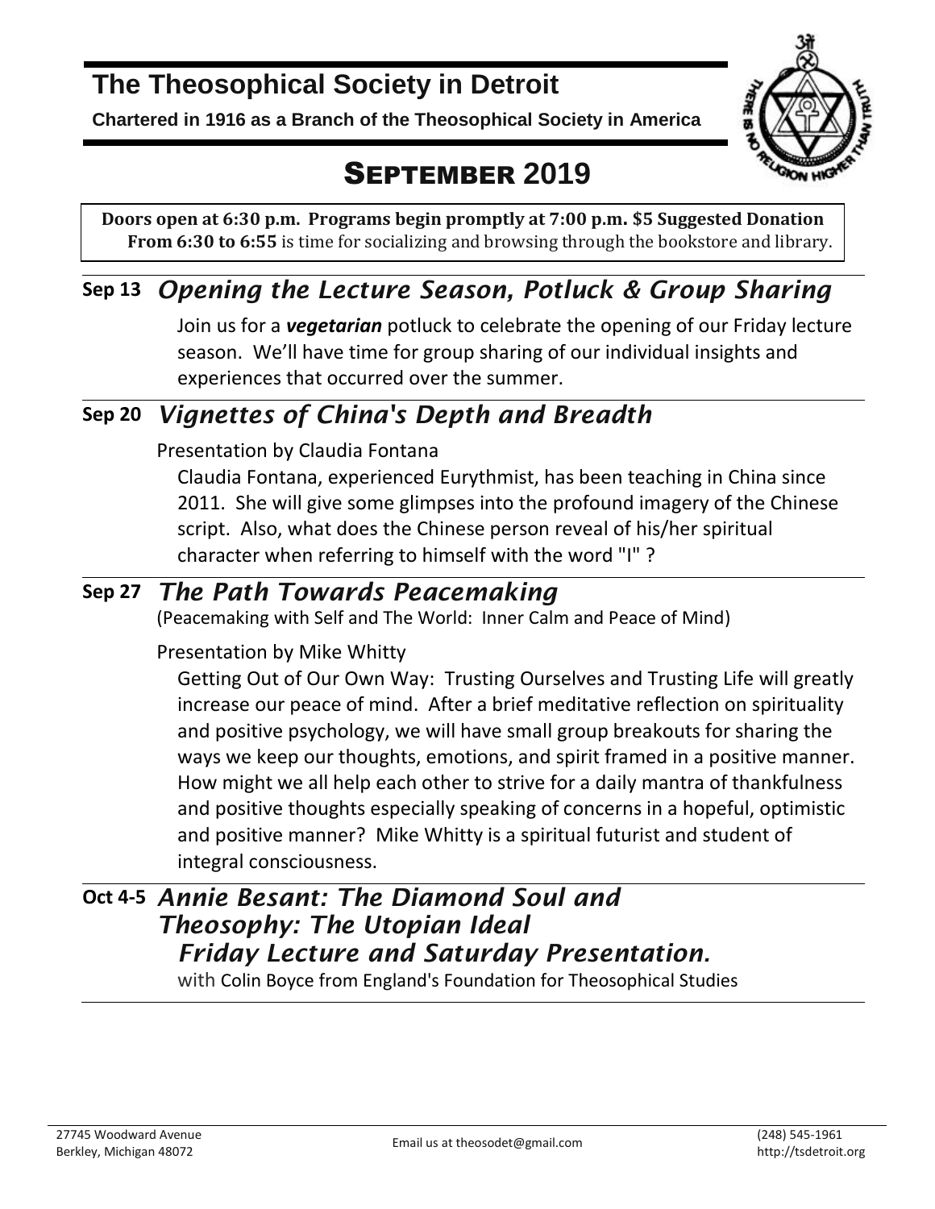# The Theosophical Society in Detroit

**Chartered in 1916 as a Branch of the Theosophical Society in America**

## SEPTEMBER 2019

**Doors open at 6:30 p.m. Programs begin promptly at 7:00 p.m. $5 Suggested Donation**
**From 6:30 to 6:55** is time for socializing and browsing through the bookstore and library.

### Sep 13 *Opening the Lecture Season, Potluck & Group Sharing*

Join us for a ***vegetarian*** potluck to celebrate the opening of our Friday lecture season. We'll have time for group sharing of our individual insights and experiences that occurred over the summer.

### Sep 20 *Vignettes of China's Depth and Breadth*

Presentation by Claudia Fontana

Claudia Fontana, experienced Eurythmist, has been teaching in China since 2011. She will give some glimpses into the profound imagery of the Chinese script. Also, what does the Chinese person reveal of his/her spiritual character when referring to himself with the word "I" ?

### Sep 27 *The Path Towards Peacemaking*

(Peacemaking with Self and The World: Inner Calm and Peace of Mind)

Presentation by Mike Whitty

Getting Out of Our Own Way: Trusting Ourselves and Trusting Life will greatly increase our peace of mind. After a brief meditative reflection on spirituality and positive psychology, we will have small group breakouts for sharing the ways we keep our thoughts, emotions, and spirit framed in a positive manner. How might we all help each other to strive for a daily mantra of thankfulness and positive thoughts especially speaking of concerns in a hopeful, optimistic and positive manner? Mike Whitty is a spiritual futurist and student of integral consciousness.

### Oct 4-5 *Annie Besant: The Diamond Soul and Theosophy: The Utopian Ideal Friday Lecture and Saturday Presentation.*

with Colin Boyce from England's Foundation for Theosophical Studies

27745 Woodward Avenue
Berkley, Michigan 48072

Email us at theosodet@gmail.com

(248) 545-1961
http://tsdetroit.org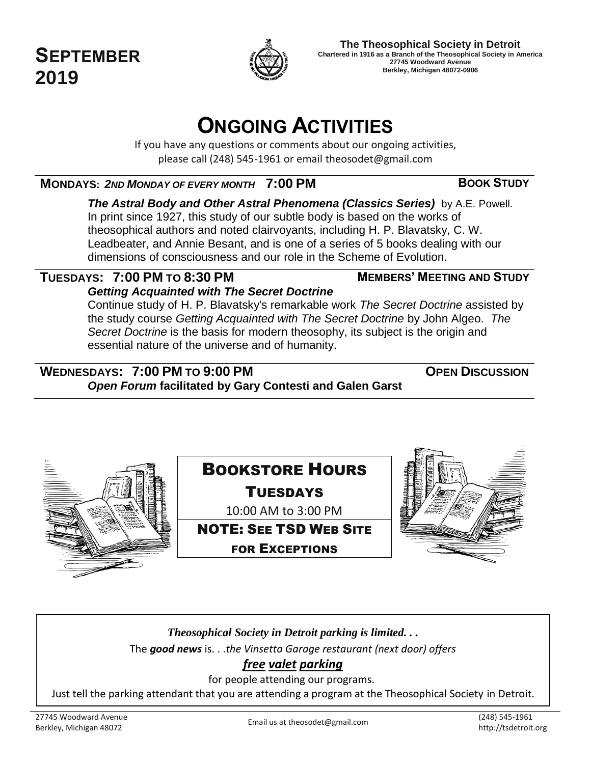**SEPTEMBER 2019**

**The Theosophical Society in Detroit**
**Chartered in 1916 as a Branch of the Theosophical Society in America**
**27745 Woodward Avenue**
**Berkley, Michigan 48072-0906**

# ONGOING ACTIVITIES

If you have any questions or comments about our ongoing activities, please call (248) 545-1961 or email theosodet@gmail.com

## MONDAYS: *2ND MONDAY OF EVERY MONTH* 7:00 PM — BOOK STUDY

***The Astral Body and Other Astral Phenomena (Classics Series)*** by A.E. Powell. In print since 1927, this study of our subtle body is based on the works of theosophical authors and noted clairvoyants, including H. P. Blavatsky, C. W. Leadbeater, and Annie Besant, and is one of a series of 5 books dealing with our dimensions of consciousness and our role in the Scheme of Evolution.

## TUESDAYS: 7:00 PM TO 8:30 PM — MEMBERS' MEETING AND STUDY

***Getting Acquainted with The Secret Doctrine***

Continue study of H. P. Blavatsky's remarkable work *The Secret Doctrine* assisted by the study course *Getting Acquainted with The Secret Doctrine* by John Algeo. *The Secret Doctrine* is the basis for modern theosophy, its subject is the origin and essential nature of the universe and of humanity.

## WEDNESDAYS: 7:00 PM TO 9:00 PM — OPEN DISCUSSION

***Open Forum* facilitated by Gary Contesti and Galen Garst**

## BOOKSTORE HOURS

**TUESDAYS**

10:00 AM to 3:00 PM

**NOTE: SEE TSD WEB SITE FOR EXCEPTIONS**

***Theosophical Society in Detroit parking is limited. . .***

The ***good news*** is. . .*the Vinsetta Garage restaurant (next door) offers*

***free valet parking***

for people attending our programs.

Just tell the parking attendant that you are attending a program at the Theosophical Society in Detroit.

27745 Woodward Avenue
Berkley, Michigan 48072

Email us at theosodet@gmail.com

(248) 545-1961
http://tsdetroit.org